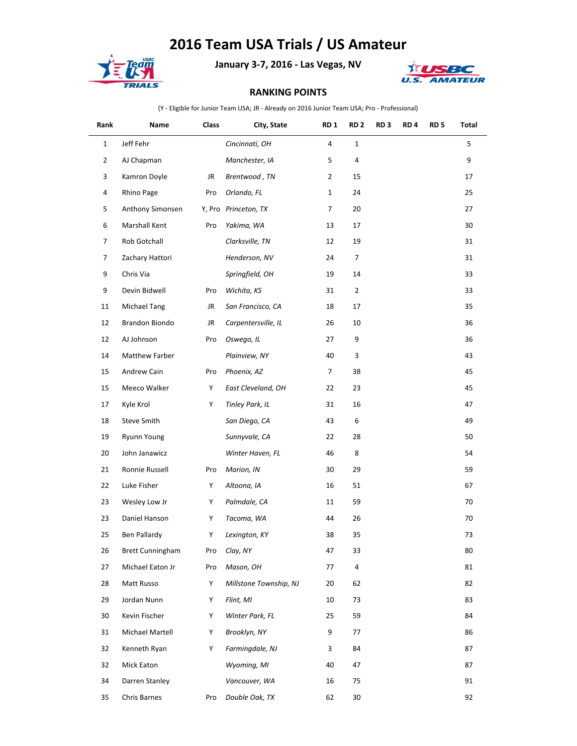# 2016 Team USA Trials / US Amateur

**January 3-7, 2016 - Las Vegas, NV**

**RANKING POINTS**

(Y - Eligible for Junior Team USA; JR - Already on 2016 Junior Team USA; Pro - Professional)

| Rank | Name | Class | City, State | RD 1 | RD 2 | RD 3 | RD 4 | RD 5 | Total |
|---|---|---|---|---|---|---|---|---|---|
| 1 | Jeff Fehr | | *Cincinnati, OH* | 4 | 1 | | | | 5 |
| 2 | AJ Chapman | | *Manchester, IA* | 5 | 4 | | | | 9 |
| 3 | Kamron Doyle | JR | *Brentwood , TN* | 2 | 15 | | | | 17 |
| 4 | Rhino Page | Pro | *Orlando, FL* | 1 | 24 | | | | 25 |
| 5 | Anthony Simonsen | Y, Pro | *Princeton, TX* | 7 | 20 | | | | 27 |
| 6 | Marshall Kent | Pro | *Yakima, WA* | 13 | 17 | | | | 30 |
| 7 | Rob Gotchall | | *Clarksville, TN* | 12 | 19 | | | | 31 |
| 7 | Zachary Hattori | | *Henderson, NV* | 24 | 7 | | | | 31 |
| 9 | Chris Via | | *Springfield, OH* | 19 | 14 | | | | 33 |
| 9 | Devin Bidwell | Pro | *Wichita, KS* | 31 | 2 | | | | 33 |
| 11 | Michael Tang | JR | *San Francisco, CA* | 18 | 17 | | | | 35 |
| 12 | Brandon Biondo | JR | *Carpentersville, IL* | 26 | 10 | | | | 36 |
| 12 | AJ Johnson | Pro | *Oswego, IL* | 27 | 9 | | | | 36 |
| 14 | Matthew Farber | | *Plainview, NY* | 40 | 3 | | | | 43 |
| 15 | Andrew Cain | Pro | *Phoenix, AZ* | 7 | 38 | | | | 45 |
| 15 | Meeco Walker | Y | *East Cleveland, OH* | 22 | 23 | | | | 45 |
| 17 | Kyle Krol | Y | *Tinley Park, IL* | 31 | 16 | | | | 47 |
| 18 | Steve Smith | | *San Diego, CA* | 43 | 6 | | | | 49 |
| 19 | Ryunn Young | | *Sunnyvale, CA* | 22 | 28 | | | | 50 |
| 20 | John Janawicz | | *Winter Haven, FL* | 46 | 8 | | | | 54 |
| 21 | Ronnie Russell | Pro | *Marion, IN* | 30 | 29 | | | | 59 |
| 22 | Luke Fisher | Y | *Altoona, IA* | 16 | 51 | | | | 67 |
| 23 | Wesley Low Jr | Y | *Palmdale, CA* | 11 | 59 | | | | 70 |
| 23 | Daniel Hanson | Y | *Tacoma, WA* | 44 | 26 | | | | 70 |
| 25 | Ben Pallardy | Y | *Lexington, KY* | 38 | 35 | | | | 73 |
| 26 | Brett Cunningham | Pro | *Clay, NY* | 47 | 33 | | | | 80 |
| 27 | Michael Eaton Jr | Pro | *Mason, OH* | 77 | 4 | | | | 81 |
| 28 | Matt Russo | Y | *Millstone Township, NJ* | 20 | 62 | | | | 82 |
| 29 | Jordan Nunn | Y | *Flint, MI* | 10 | 73 | | | | 83 |
| 30 | Kevin Fischer | Y | *Winter Park, FL* | 25 | 59 | | | | 84 |
| 31 | Michael Martell | Y | *Brooklyn, NY* | 9 | 77 | | | | 86 |
| 32 | Kenneth Ryan | Y | *Farmingdale, NJ* | 3 | 84 | | | | 87 |
| 32 | Mick Eaton | | *Wyoming, MI* | 40 | 47 | | | | 87 |
| 34 | Darren Stanley | | *Vancouver, WA* | 16 | 75 | | | | 91 |
| 35 | Chris Barnes | Pro | *Double Oak, TX* | 62 | 30 | | | | 92 |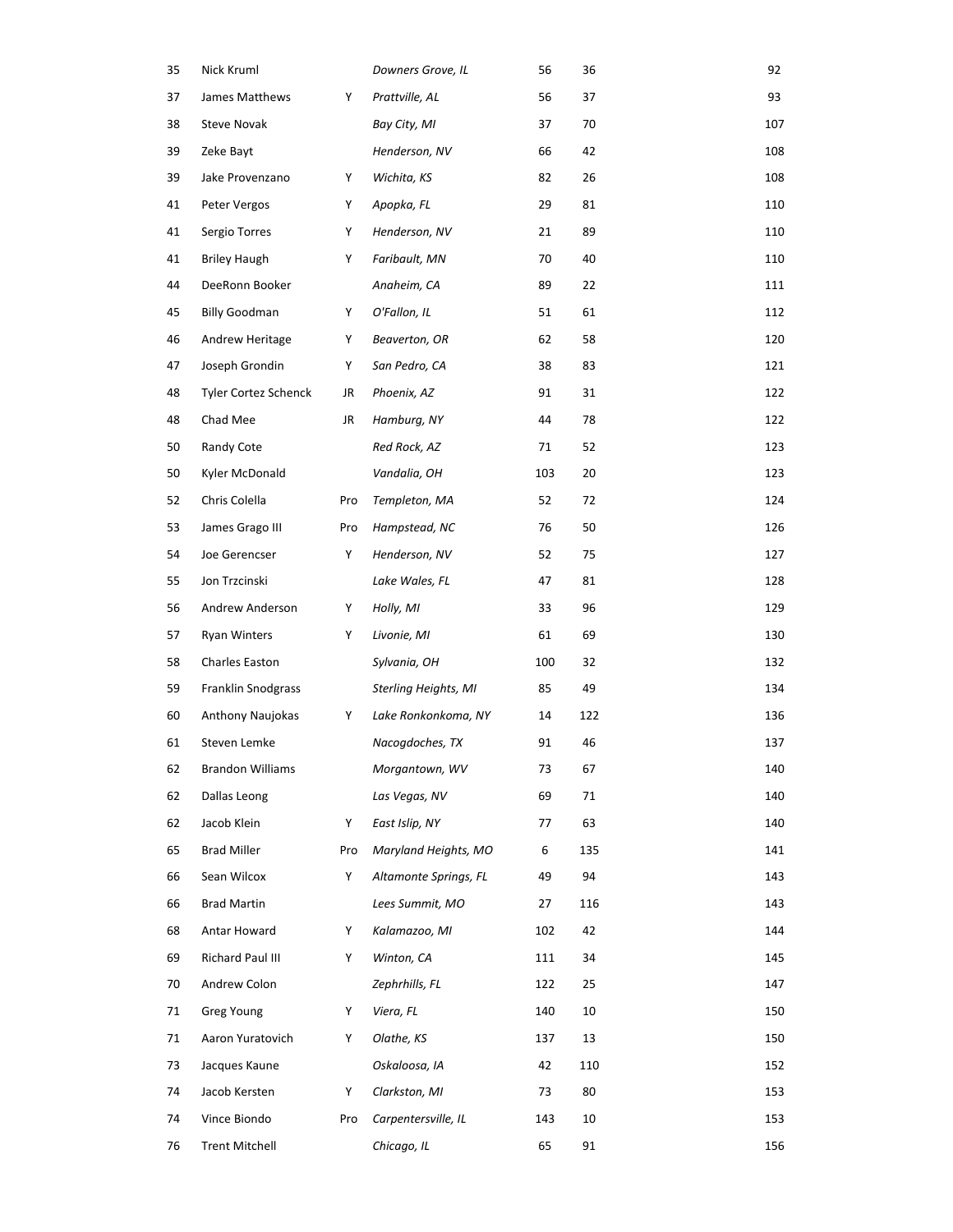| | | | | | | |
|---|---|---|---|---|---|---|
| 35 | Nick Kruml | | *Downers Grove, IL* | 56 | 36 | 92 |
| 37 | James Matthews | Y | *Prattville, AL* | 56 | 37 | 93 |
| 38 | Steve Novak | | *Bay City, MI* | 37 | 70 | 107 |
| 39 | Zeke Bayt | | *Henderson, NV* | 66 | 42 | 108 |
| 39 | Jake Provenzano | Y | *Wichita, KS* | 82 | 26 | 108 |
| 41 | Peter Vergos | Y | *Apopka, FL* | 29 | 81 | 110 |
| 41 | Sergio Torres | Y | *Henderson, NV* | 21 | 89 | 110 |
| 41 | Briley Haugh | Y | *Faribault, MN* | 70 | 40 | 110 |
| 44 | DeeRonn Booker | | *Anaheim, CA* | 89 | 22 | 111 |
| 45 | Billy Goodman | Y | *O'Fallon, IL* | 51 | 61 | 112 |
| 46 | Andrew Heritage | Y | *Beaverton, OR* | 62 | 58 | 120 |
| 47 | Joseph Grondin | Y | *San Pedro, CA* | 38 | 83 | 121 |
| 48 | Tyler Cortez Schenck | JR | *Phoenix, AZ* | 91 | 31 | 122 |
| 48 | Chad Mee | JR | *Hamburg, NY* | 44 | 78 | 122 |
| 50 | Randy Cote | | *Red Rock, AZ* | 71 | 52 | 123 |
| 50 | Kyler McDonald | | *Vandalia, OH* | 103 | 20 | 123 |
| 52 | Chris Colella | Pro | *Templeton, MA* | 52 | 72 | 124 |
| 53 | James Grago III | Pro | *Hampstead, NC* | 76 | 50 | 126 |
| 54 | Joe Gerencser | Y | *Henderson, NV* | 52 | 75 | 127 |
| 55 | Jon Trzcinski | | *Lake Wales, FL* | 47 | 81 | 128 |
| 56 | Andrew Anderson | Y | *Holly, MI* | 33 | 96 | 129 |
| 57 | Ryan Winters | Y | *Livonie, MI* | 61 | 69 | 130 |
| 58 | Charles Easton | | *Sylvania, OH* | 100 | 32 | 132 |
| 59 | Franklin Snodgrass | | *Sterling Heights, MI* | 85 | 49 | 134 |
| 60 | Anthony Naujokas | Y | *Lake Ronkonkoma, NY* | 14 | 122 | 136 |
| 61 | Steven Lemke | | *Nacogdoches, TX* | 91 | 46 | 137 |
| 62 | Brandon Williams | | *Morgantown, WV* | 73 | 67 | 140 |
| 62 | Dallas Leong | | *Las Vegas, NV* | 69 | 71 | 140 |
| 62 | Jacob Klein | Y | *East Islip, NY* | 77 | 63 | 140 |
| 65 | Brad Miller | Pro | *Maryland Heights, MO* | 6 | 135 | 141 |
| 66 | Sean Wilcox | Y | *Altamonte Springs, FL* | 49 | 94 | 143 |
| 66 | Brad Martin | | *Lees Summit, MO* | 27 | 116 | 143 |
| 68 | Antar Howard | Y | *Kalamazoo, MI* | 102 | 42 | 144 |
| 69 | Richard Paul III | Y | *Winton, CA* | 111 | 34 | 145 |
| 70 | Andrew Colon | | *Zephrhills, FL* | 122 | 25 | 147 |
| 71 | Greg Young | Y | *Viera, FL* | 140 | 10 | 150 |
| 71 | Aaron Yuratovich | Y | *Olathe, KS* | 137 | 13 | 150 |
| 73 | Jacques Kaune | | *Oskaloosa, IA* | 42 | 110 | 152 |
| 74 | Jacob Kersten | Y | *Clarkston, MI* | 73 | 80 | 153 |
| 74 | Vince Biondo | Pro | *Carpentersville, IL* | 143 | 10 | 153 |
| 76 | Trent Mitchell | | *Chicago, IL* | 65 | 91 | 156 |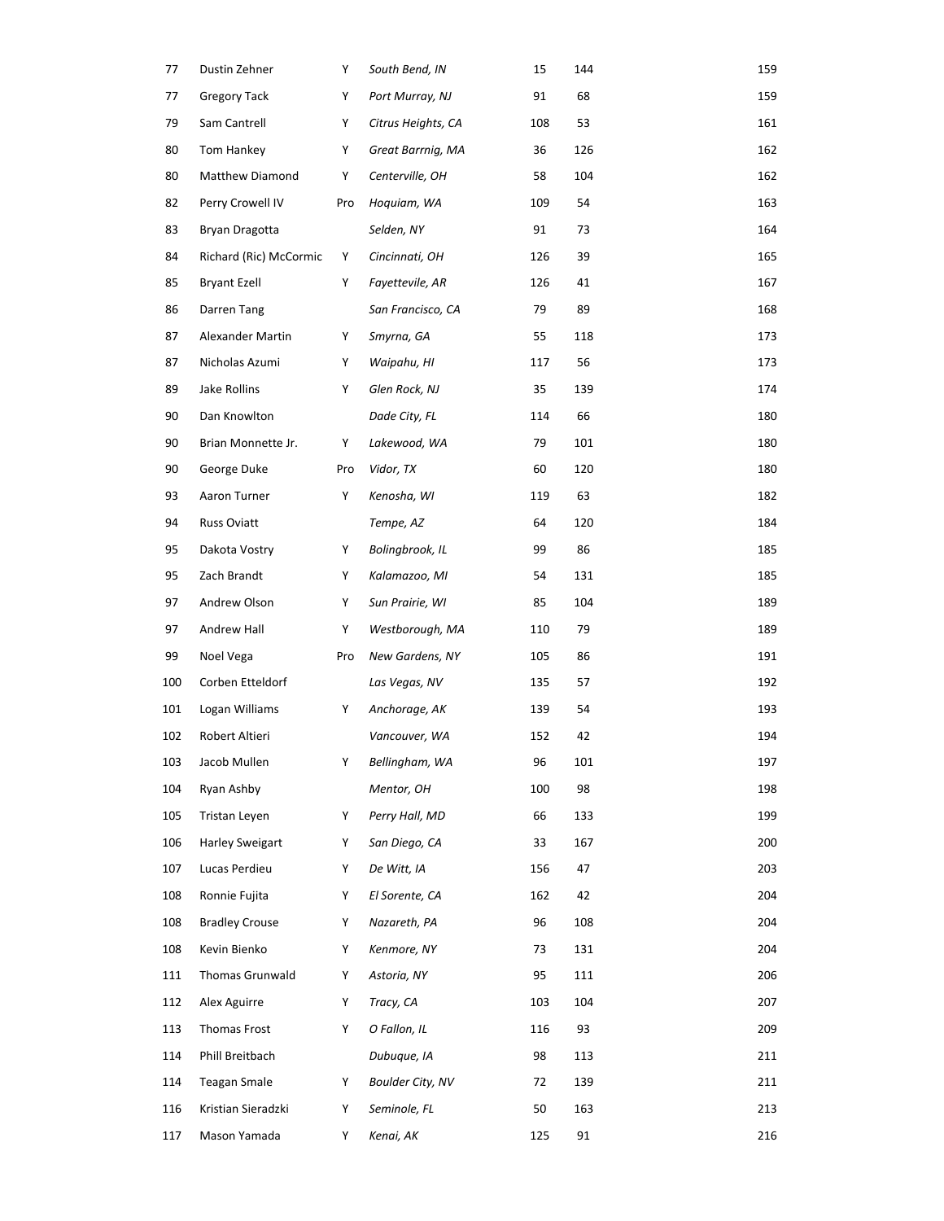| | | | | | | |
|---|---|---|---|---|---|---|
| 77 | Dustin Zehner | Y | *South Bend, IN* | 15 | 144 | 159 |
| 77 | Gregory Tack | Y | *Port Murray, NJ* | 91 | 68 | 159 |
| 79 | Sam Cantrell | Y | *Citrus Heights, CA* | 108 | 53 | 161 |
| 80 | Tom Hankey | Y | *Great Barrnig, MA* | 36 | 126 | 162 |
| 80 | Matthew Diamond | Y | *Centerville, OH* | 58 | 104 | 162 |
| 82 | Perry Crowell IV | Pro | *Hoquiam, WA* | 109 | 54 | 163 |
| 83 | Bryan Dragotta | | *Selden, NY* | 91 | 73 | 164 |
| 84 | Richard (Ric) McCormic | Y | *Cincinnati, OH* | 126 | 39 | 165 |
| 85 | Bryant Ezell | Y | *Fayettevile, AR* | 126 | 41 | 167 |
| 86 | Darren Tang | | *San Francisco, CA* | 79 | 89 | 168 |
| 87 | Alexander Martin | Y | *Smyrna, GA* | 55 | 118 | 173 |
| 87 | Nicholas Azumi | Y | *Waipahu, HI* | 117 | 56 | 173 |
| 89 | Jake Rollins | Y | *Glen Rock, NJ* | 35 | 139 | 174 |
| 90 | Dan Knowlton | | *Dade City, FL* | 114 | 66 | 180 |
| 90 | Brian Monnette Jr. | Y | *Lakewood, WA* | 79 | 101 | 180 |
| 90 | George Duke | Pro | *Vidor, TX* | 60 | 120 | 180 |
| 93 | Aaron Turner | Y | *Kenosha, WI* | 119 | 63 | 182 |
| 94 | Russ Oviatt | | *Tempe, AZ* | 64 | 120 | 184 |
| 95 | Dakota Vostry | Y | *Bolingbrook, IL* | 99 | 86 | 185 |
| 95 | Zach Brandt | Y | *Kalamazoo, MI* | 54 | 131 | 185 |
| 97 | Andrew Olson | Y | *Sun Prairie, WI* | 85 | 104 | 189 |
| 97 | Andrew Hall | Y | *Westborough, MA* | 110 | 79 | 189 |
| 99 | Noel Vega | Pro | *New Gardens, NY* | 105 | 86 | 191 |
| 100 | Corben Etteldorf | | *Las Vegas, NV* | 135 | 57 | 192 |
| 101 | Logan Williams | Y | *Anchorage, AK* | 139 | 54 | 193 |
| 102 | Robert Altieri | | *Vancouver, WA* | 152 | 42 | 194 |
| 103 | Jacob Mullen | Y | *Bellingham, WA* | 96 | 101 | 197 |
| 104 | Ryan Ashby | | *Mentor, OH* | 100 | 98 | 198 |
| 105 | Tristan Leyen | Y | *Perry Hall, MD* | 66 | 133 | 199 |
| 106 | Harley Sweigart | Y | *San Diego, CA* | 33 | 167 | 200 |
| 107 | Lucas Perdieu | Y | *De Witt, IA* | 156 | 47 | 203 |
| 108 | Ronnie Fujita | Y | *El Sorente, CA* | 162 | 42 | 204 |
| 108 | Bradley Crouse | Y | *Nazareth, PA* | 96 | 108 | 204 |
| 108 | Kevin Bienko | Y | *Kenmore, NY* | 73 | 131 | 204 |
| 111 | Thomas Grunwald | Y | *Astoria, NY* | 95 | 111 | 206 |
| 112 | Alex Aguirre | Y | *Tracy, CA* | 103 | 104 | 207 |
| 113 | Thomas Frost | Y | *O Fallon, IL* | 116 | 93 | 209 |
| 114 | Phill Breitbach | | *Dubuque, IA* | 98 | 113 | 211 |
| 114 | Teagan Smale | Y | *Boulder City, NV* | 72 | 139 | 211 |
| 116 | Kristian Sieradzki | Y | *Seminole, FL* | 50 | 163 | 213 |
| 117 | Mason Yamada | Y | *Kenai, AK* | 125 | 91 | 216 |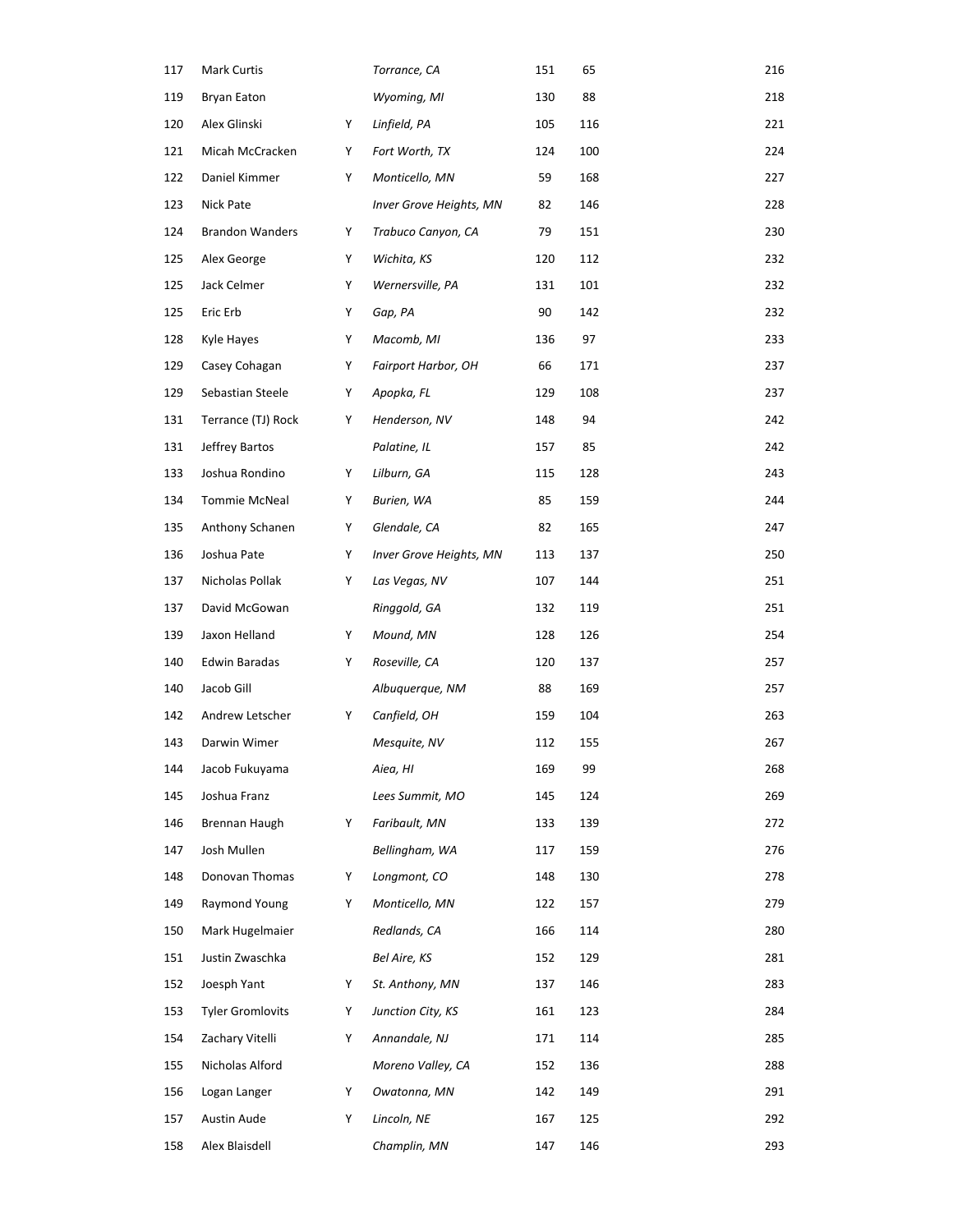| | | | | | | |
|---|---|---|---|---|---|---|
| 117 | Mark Curtis | | *Torrance, CA* | 151 | 65 | 216 |
| 119 | Bryan Eaton | | *Wyoming, MI* | 130 | 88 | 218 |
| 120 | Alex Glinski | Y | *Linfield, PA* | 105 | 116 | 221 |
| 121 | Micah McCracken | Y | *Fort Worth, TX* | 124 | 100 | 224 |
| 122 | Daniel Kimmer | Y | *Monticello, MN* | 59 | 168 | 227 |
| 123 | Nick Pate | | *Inver Grove Heights, MN* | 82 | 146 | 228 |
| 124 | Brandon Wanders | Y | *Trabuco Canyon, CA* | 79 | 151 | 230 |
| 125 | Alex George | Y | *Wichita, KS* | 120 | 112 | 232 |
| 125 | Jack Celmer | Y | *Wernersville, PA* | 131 | 101 | 232 |
| 125 | Eric Erb | Y | *Gap, PA* | 90 | 142 | 232 |
| 128 | Kyle Hayes | Y | *Macomb, MI* | 136 | 97 | 233 |
| 129 | Casey Cohagan | Y | *Fairport Harbor, OH* | 66 | 171 | 237 |
| 129 | Sebastian Steele | Y | *Apopka, FL* | 129 | 108 | 237 |
| 131 | Terrance (TJ) Rock | Y | *Henderson, NV* | 148 | 94 | 242 |
| 131 | Jeffrey Bartos | | *Palatine, IL* | 157 | 85 | 242 |
| 133 | Joshua Rondino | Y | *Lilburn, GA* | 115 | 128 | 243 |
| 134 | Tommie McNeal | Y | *Burien, WA* | 85 | 159 | 244 |
| 135 | Anthony Schanen | Y | *Glendale, CA* | 82 | 165 | 247 |
| 136 | Joshua Pate | Y | *Inver Grove Heights, MN* | 113 | 137 | 250 |
| 137 | Nicholas Pollak | Y | *Las Vegas, NV* | 107 | 144 | 251 |
| 137 | David McGowan | | *Ringgold, GA* | 132 | 119 | 251 |
| 139 | Jaxon Helland | Y | *Mound, MN* | 128 | 126 | 254 |
| 140 | Edwin Baradas | Y | *Roseville, CA* | 120 | 137 | 257 |
| 140 | Jacob Gill | | *Albuquerque, NM* | 88 | 169 | 257 |
| 142 | Andrew Letscher | Y | *Canfield, OH* | 159 | 104 | 263 |
| 143 | Darwin Wimer | | *Mesquite, NV* | 112 | 155 | 267 |
| 144 | Jacob Fukuyama | | *Aiea, HI* | 169 | 99 | 268 |
| 145 | Joshua Franz | | *Lees Summit, MO* | 145 | 124 | 269 |
| 146 | Brennan Haugh | Y | *Faribault, MN* | 133 | 139 | 272 |
| 147 | Josh Mullen | | *Bellingham, WA* | 117 | 159 | 276 |
| 148 | Donovan Thomas | Y | *Longmont, CO* | 148 | 130 | 278 |
| 149 | Raymond Young | Y | *Monticello, MN* | 122 | 157 | 279 |
| 150 | Mark Hugelmaier | | *Redlands, CA* | 166 | 114 | 280 |
| 151 | Justin Zwaschka | | *Bel Aire, KS* | 152 | 129 | 281 |
| 152 | Joesph Yant | Y | *St. Anthony, MN* | 137 | 146 | 283 |
| 153 | Tyler Gromlovits | Y | *Junction City, KS* | 161 | 123 | 284 |
| 154 | Zachary Vitelli | Y | *Annandale, NJ* | 171 | 114 | 285 |
| 155 | Nicholas Alford | | *Moreno Valley, CA* | 152 | 136 | 288 |
| 156 | Logan Langer | Y | *Owatonna, MN* | 142 | 149 | 291 |
| 157 | Austin Aude | Y | *Lincoln, NE* | 167 | 125 | 292 |
| 158 | Alex Blaisdell | | *Champlin, MN* | 147 | 146 | 293 |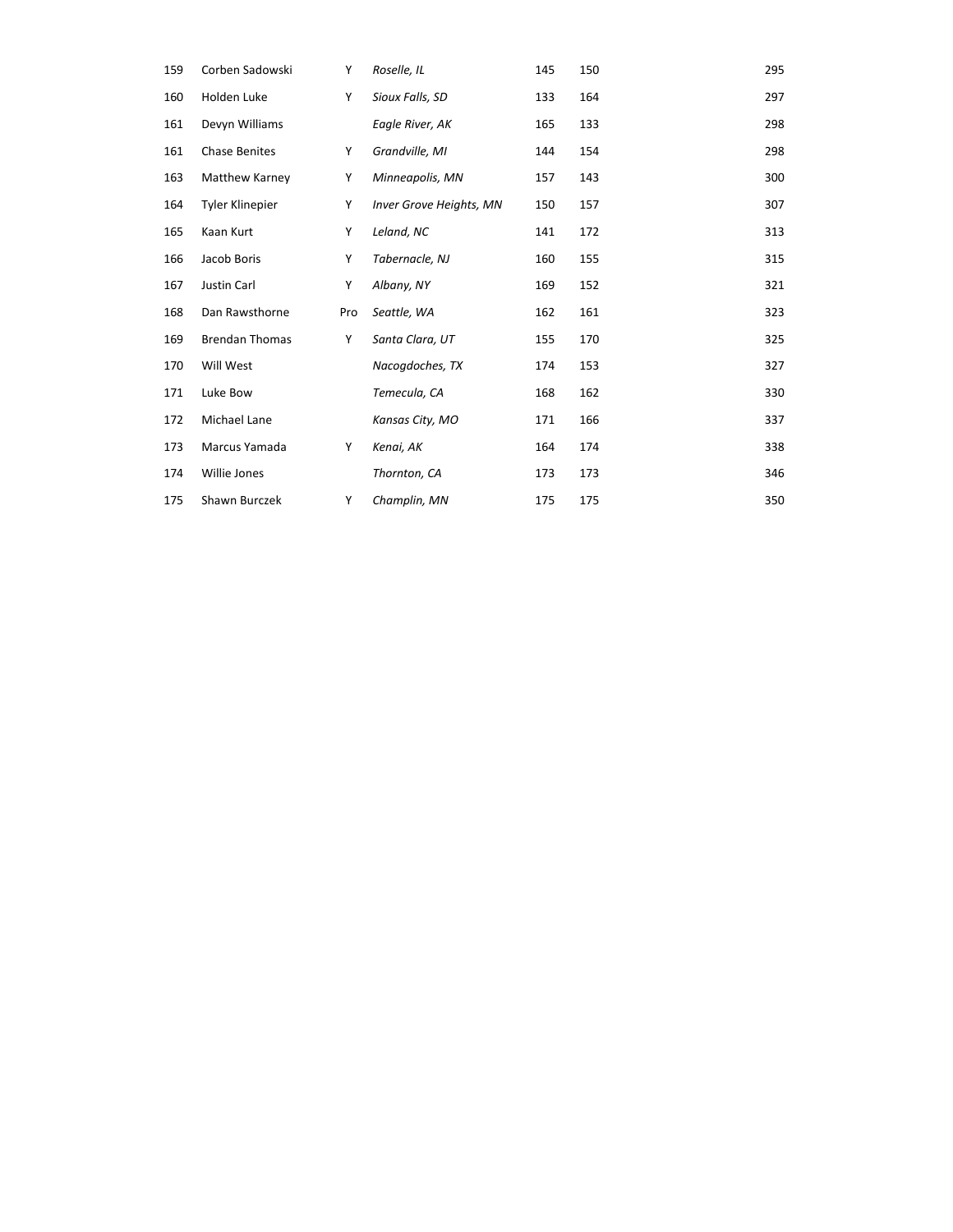| | | | | | | |
|---|---|---|---|---|---|---|
| 159 | Corben Sadowski | Y | *Roselle, IL* | 145 | 150 | 295 |
| 160 | Holden Luke | Y | *Sioux Falls, SD* | 133 | 164 | 297 |
| 161 | Devyn Williams | | *Eagle River, AK* | 165 | 133 | 298 |
| 161 | Chase Benites | Y | *Grandville, MI* | 144 | 154 | 298 |
| 163 | Matthew Karney | Y | *Minneapolis, MN* | 157 | 143 | 300 |
| 164 | Tyler Klinepier | Y | *Inver Grove Heights, MN* | 150 | 157 | 307 |
| 165 | Kaan Kurt | Y | *Leland, NC* | 141 | 172 | 313 |
| 166 | Jacob Boris | Y | *Tabernacle, NJ* | 160 | 155 | 315 |
| 167 | Justin Carl | Y | *Albany, NY* | 169 | 152 | 321 |
| 168 | Dan Rawsthorne | Pro | *Seattle, WA* | 162 | 161 | 323 |
| 169 | Brendan Thomas | Y | *Santa Clara, UT* | 155 | 170 | 325 |
| 170 | Will West | | *Nacogdoches, TX* | 174 | 153 | 327 |
| 171 | Luke Bow | | *Temecula, CA* | 168 | 162 | 330 |
| 172 | Michael Lane | | *Kansas City, MO* | 171 | 166 | 337 |
| 173 | Marcus Yamada | Y | *Kenai, AK* | 164 | 174 | 338 |
| 174 | Willie Jones | | *Thornton, CA* | 173 | 173 | 346 |
| 175 | Shawn Burczek | Y | *Champlin, MN* | 175 | 175 | 350 |